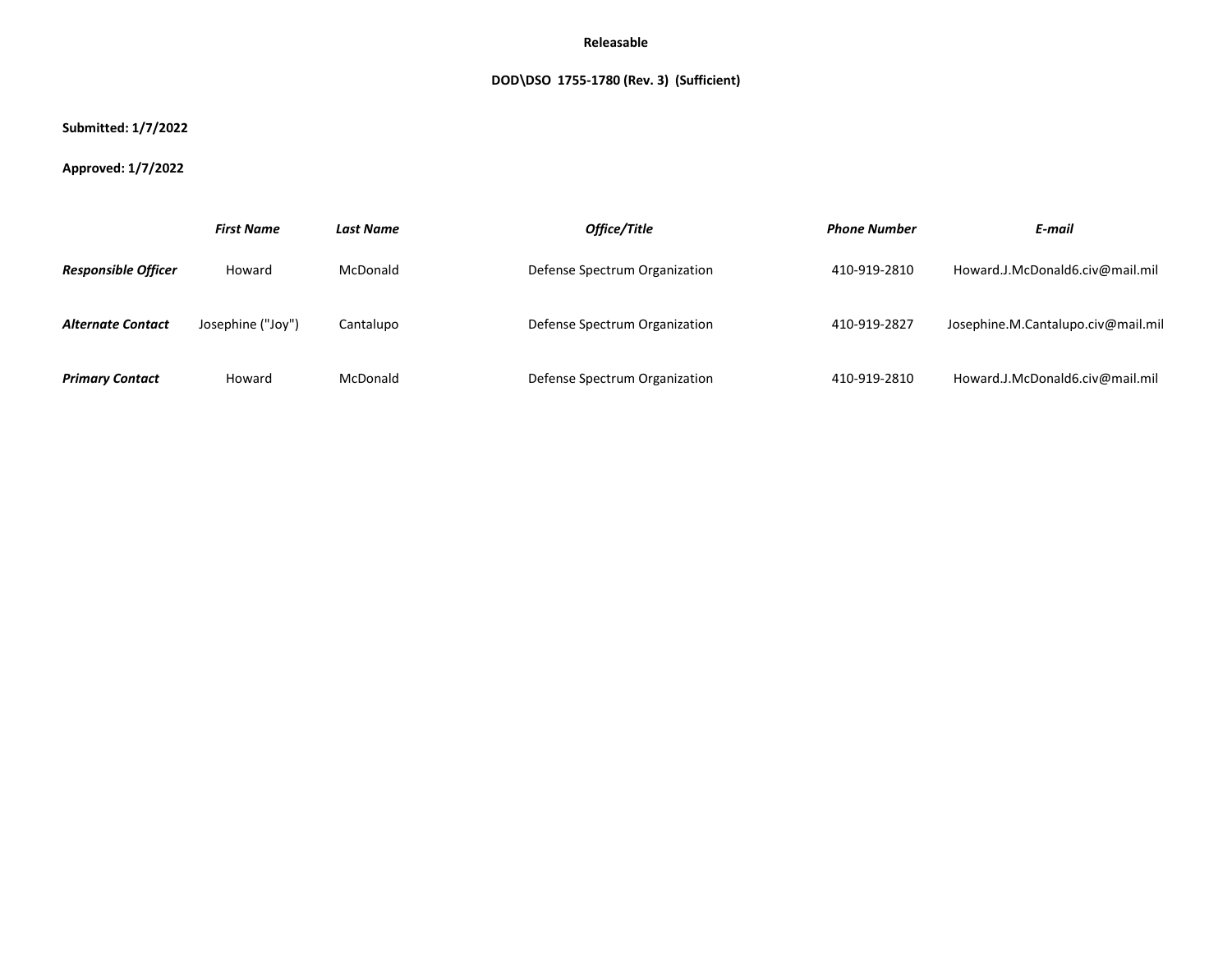**Releasable**

**DOD\DSO 1755-1780 (Rev. 3) (Sufficient)**

**Submitted: 1/7/2022**

**Approved: 1/7/2022**

| | *First Name* | *Last Name* | *Office/Title* | *Phone Number* | *E-mail* |
|---|---|---|---|---|---|
| ***Responsible Officer*** | Howard | McDonald | Defense Spectrum Organization | 410-919-2810 | Howard.J.McDonald6.civ@mail.mil |
| ***Alternate Contact*** | Josephine ("Joy") | Cantalupo | Defense Spectrum Organization | 410-919-2827 | Josephine.M.Cantalupo.civ@mail.mil |
| ***Primary Contact*** | Howard | McDonald | Defense Spectrum Organization | 410-919-2810 | Howard.J.McDonald6.civ@mail.mil |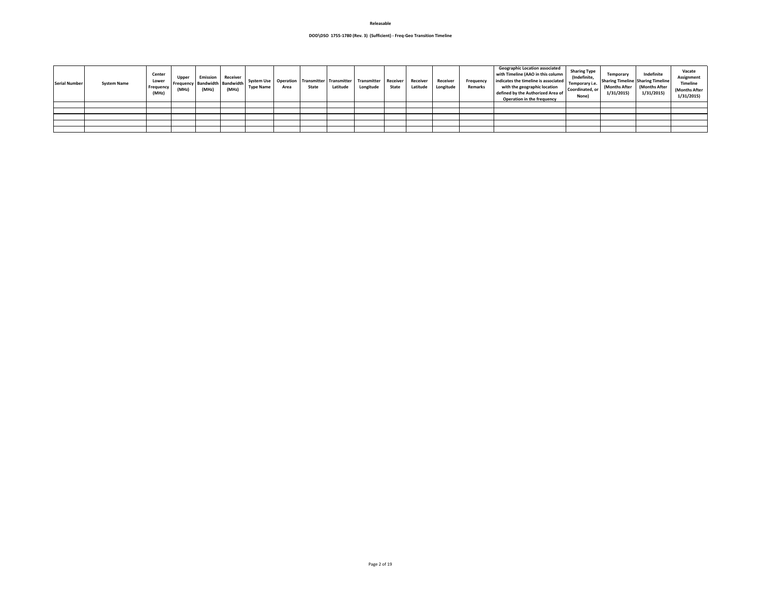**Releasable**

**DOD\DSO 1755-1780 (Rev. 3) (Sufficient) - Freq-Geo Transition Timeline**

| Serial Number | System Name | Center Lower Frequency (MHz) | Upper Frequency (MHz) | Emission Bandwidth (MHz) | Receiver Bandwidth (MHz) | System Use Type Name | Operation Area | Transmitter State | Transmitter Latitude | Transmitter Longitude | Receiver State | Receiver Latitude | Receiver Longitude | Frequency Remarks | Geographic Location associated with Timeline (AAO in this column indicates the timeline is associated with the geographic location defined by the Authorized Area of Operation in the frequency | Sharing Type (Indefinite, Temporary i.e. Coordinated, or None) | Temporary Sharing Timeline (Months After 1/31/2015) | Indefinite Sharing Timeline (Months After 1/31/2015) | Vacate Assignment Timeline (Months After 1/31/2015) |
|---|---|---|---|---|---|---|---|---|---|---|---|---|---|---|---|---|---|---|---|
| | | | | | | | | | | | | | | | | | | | |
| | | | | | | | | | | | | | | | | | | | |
| | | | | | | | | | | | | | | | | | | | |
| | | | | | | | | | | | | | | | | | | | |
| | | | | | | | | | | | | | | | | | | | |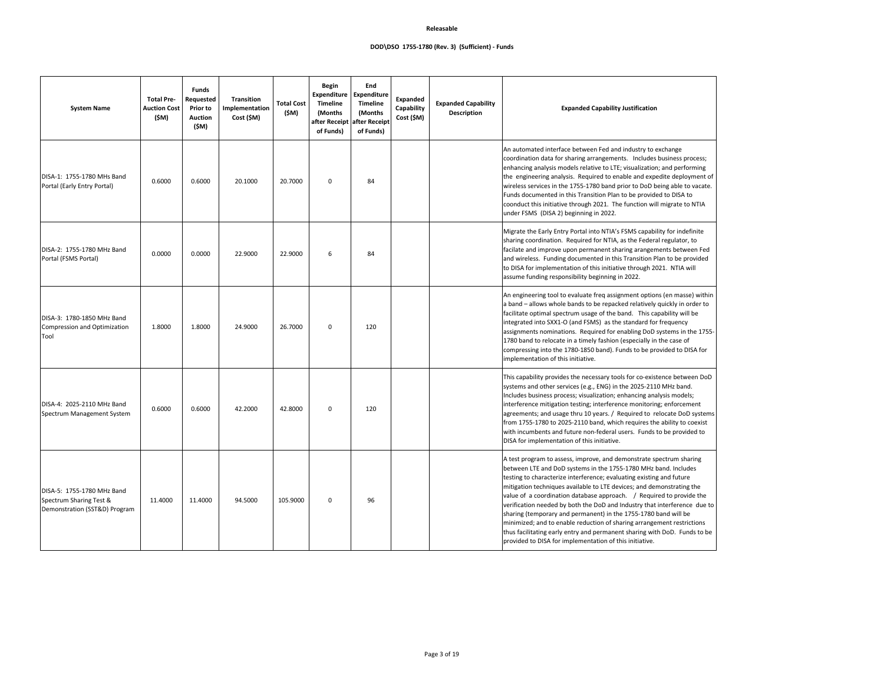**Releasable**

**DOD\DSO 1755-1780 (Rev. 3) (Sufficient) - Funds**

| System Name | Total Pre-Auction Cost ($M) | Funds Requested Prior to Auction ($M) | Transition Implementation Cost ($M) | Total Cost ($M) | Begin Expenditure Timeline (Months after Receipt of Funds) | End Expenditure Timeline (Months after Receipt of Funds) | Expanded Capability Cost ($M) | Expanded Capability Description | Expanded Capability Justification |
|---|---|---|---|---|---|---|---|---|---|
| DISA-1: 1755-1780 MHs Band Portal (Early Entry Portal) | 0.6000 | 0.6000 | 20.1000 | 20.7000 | 0 | 84 | | | An automated interface between Fed and industry to exchange coordination data for sharing arrangements. Includes business process; enhancing analysis models relative to LTE; visualization; and performing the engineering analysis. Required to enable and expedite deployment of wireless services in the 1755-1780 band prior to DoD being able to vacate. Funds documented in this Transition Plan to be provided to DISA to coonduct this initiative through 2021. The function will migrate to NTIA under FSMS (DISA 2) beginning in 2022. |
| DISA-2: 1755-1780 MHz Band Portal (FSMS Portal) | 0.0000 | 0.0000 | 22.9000 | 22.9000 | 6 | 84 | | | Migrate the Early Entry Portal into NTIA's FSMS capability for indefinite sharing coordination. Required for NTIA, as the Federal regulator, to facilate and improve upon permanent sharing arangements between Fed and wireless. Funding documented in this Transition Plan to be provided to DISA for implementation of this initiative through 2021. NTIA will assume funding responsibility beginning in 2022. |
| DISA-3: 1780-1850 MHz Band Compression and Optimization Tool | 1.8000 | 1.8000 | 24.9000 | 26.7000 | 0 | 120 | | | An engineering tool to evaluate freq assignment options (en masse) within a band – allows whole bands to be repacked relatively quickly in order to facilitate optimal spectrum usage of the band. This capability will be integrated into SXX1-O (and FSMS) as the standard for frequency assignments nominations. Required for enabling DoD systems in the 1755-1780 band to relocate in a timely fashion (especially in the case of compressing into the 1780-1850 band). Funds to be provided to DISA for implementation of this initiative. |
| DISA-4: 2025-2110 MHz Band Spectrum Management System | 0.6000 | 0.6000 | 42.2000 | 42.8000 | 0 | 120 | | | This capability provides the necessary tools for co-existence between DoD systems and other services (e.g., ENG) in the 2025-2110 MHz band. Includes business process; visualization; enhancing analysis models; interference mitigation testing; interference monitoring; enforcement agreements; and usage thru 10 years. / Required to relocate DoD systems from 1755-1780 to 2025-2110 band, which requires the ability to coexist with incumbents and future non-federal users. Funds to be provided to DISA for implementation of this initiative. |
| DISA-5: 1755-1780 MHz Band Spectrum Sharing Test & Demonstration (SST&D) Program | 11.4000 | 11.4000 | 94.5000 | 105.9000 | 0 | 96 | | | A test program to assess, improve, and demonstrate spectrum sharing between LTE and DoD systems in the 1755-1780 MHz band. Includes testing to characterize interference; evaluating existing and future mitigation techniques available to LTE devices; and demonstrating the value of a coordination database approach. / Required to provide the verification needed by both the DoD and Industry that interference due to sharing (temporary and permanent) in the 1755-1780 band will be minimized; and to enable reduction of sharing arrangement restrictions thus facilitating early entry and permanent sharing with DoD. Funds to be provided to DISA for implementation of this initiative. |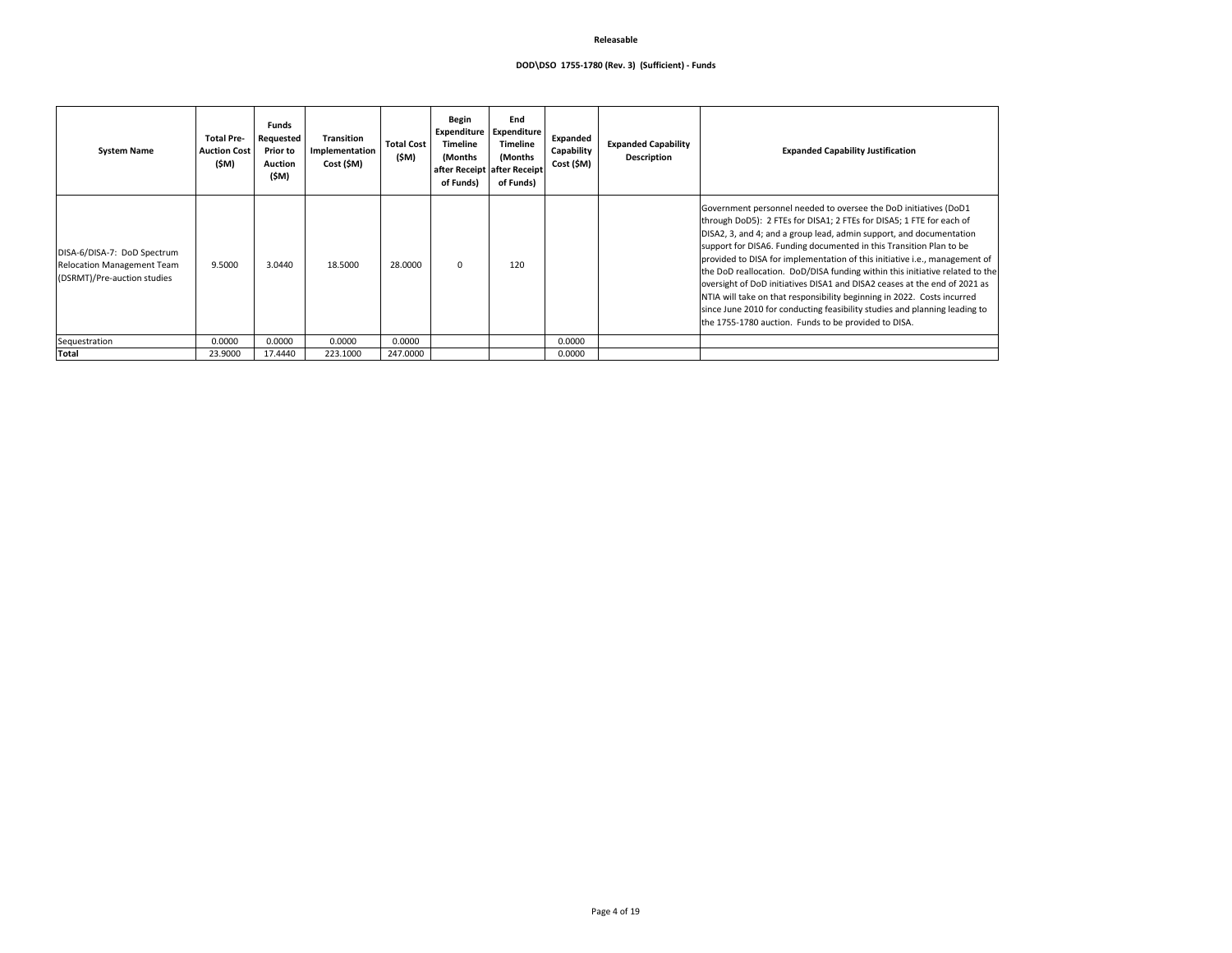Releasable

**DOD\DSO 1755-1780 (Rev. 3) (Sufficient) - Funds**

| System Name | Total Pre-Auction Cost ($M) | Funds Requested Prior to Auction ($M) | Transition Implementation Cost ($M) | Total Cost ($M) | Begin Expenditure Timeline (Months after Receipt of Funds) | End Expenditure Timeline (Months after Receipt of Funds) | Expanded Capability Cost ($M) | Expanded Capability Description | Expanded Capability Justification |
|---|---|---|---|---|---|---|---|---|---|
| DISA-6/DISA-7: DoD Spectrum Relocation Management Team (DSRMT)/Pre-auction studies | 9.5000 | 3.0440 | 18.5000 | 28.0000 | 0 | 120 | | | Government personnel needed to oversee the DoD initiatives (DoD1 through DoD5): 2 FTEs for DISA1; 2 FTEs for DISA5; 1 FTE for each of DISA2, 3, and 4; and a group lead, admin support, and documentation support for DISA6. Funding documented in this Transition Plan to be provided to DISA for implementation of this initiative i.e., management of the DoD reallocation. DoD/DISA funding within this initiative related to the oversight of DoD initiatives DISA1 and DISA2 ceases at the end of 2021 as NTIA will take on that responsibility beginning in 2022. Costs incurred since June 2010 for conducting feasibility studies and planning leading to the 1755-1780 auction. Funds to be provided to DISA. |
| Sequestration | 0.0000 | 0.0000 | 0.0000 | 0.0000 | | | 0.0000 | | |
| **Total** | 23.9000 | 17.4440 | 223.1000 | 247.0000 | | | 0.0000 | | |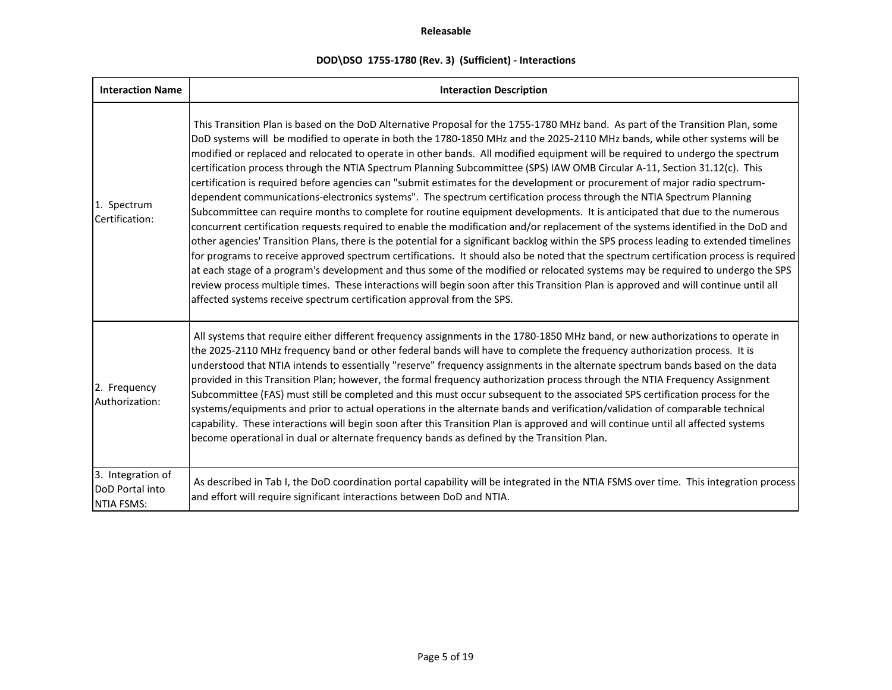**Releasable**

**DOD\DSO 1755-1780 (Rev. 3) (Sufficient) - Interactions**

| Interaction Name | Interaction Description |
|---|---|
| 1. Spectrum Certification: | This Transition Plan is based on the DoD Alternative Proposal for the 1755-1780 MHz band. As part of the Transition Plan, some DoD systems will be modified to operate in both the 1780-1850 MHz and the 2025-2110 MHz bands, while other systems will be modified or replaced and relocated to operate in other bands. All modified equipment will be required to undergo the spectrum certification process through the NTIA Spectrum Planning Subcommittee (SPS) IAW OMB Circular A-11, Section 31.12(c). This certification is required before agencies can "submit estimates for the development or procurement of major radio spectrum-dependent communications-electronics systems". The spectrum certification process through the NTIA Spectrum Planning Subcommittee can require months to complete for routine equipment developments. It is anticipated that due to the numerous concurrent certification requests required to enable the modification and/or replacement of the systems identified in the DoD and other agencies' Transition Plans, there is the potential for a significant backlog within the SPS process leading to extended timelines for programs to receive approved spectrum certifications. It should also be noted that the spectrum certification process is required at each stage of a program's development and thus some of the modified or relocated systems may be required to undergo the SPS review process multiple times. These interactions will begin soon after this Transition Plan is approved and will continue until all affected systems receive spectrum certification approval from the SPS. |
| 2. Frequency Authorization: | All systems that require either different frequency assignments in the 1780-1850 MHz band, or new authorizations to operate in the 2025-2110 MHz frequency band or other federal bands will have to complete the frequency authorization process. It is understood that NTIA intends to essentially "reserve" frequency assignments in the alternate spectrum bands based on the data provided in this Transition Plan; however, the formal frequency authorization process through the NTIA Frequency Assignment Subcommittee (FAS) must still be completed and this must occur subsequent to the associated SPS certification process for the systems/equipments and prior to actual operations in the alternate bands and verification/validation of comparable technical capability. These interactions will begin soon after this Transition Plan is approved and will continue until all affected systems become operational in dual or alternate frequency bands as defined by the Transition Plan. |
| 3. Integration of DoD Portal into NTIA FSMS: | As described in Tab I, the DoD coordination portal capability will be integrated in the NTIA FSMS over time. This integration process and effort will require significant interactions between DoD and NTIA. |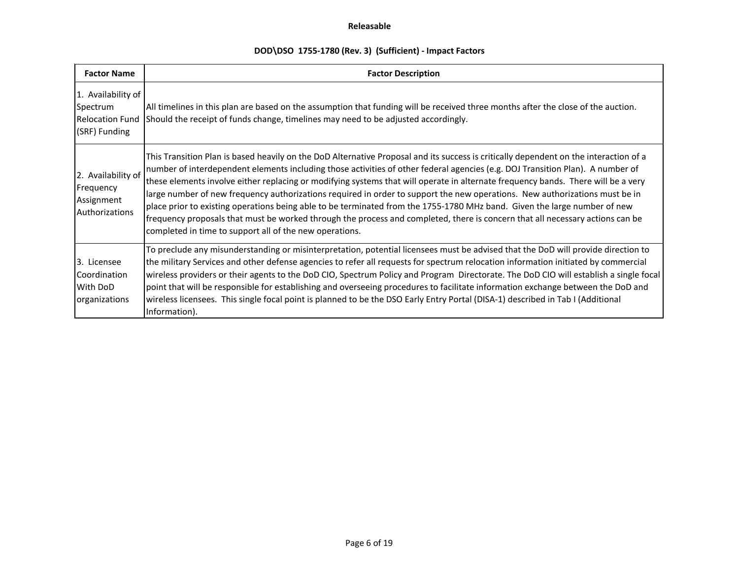**Releasable**

**DOD\DSO 1755-1780 (Rev. 3) (Sufficient) - Impact Factors**

| Factor Name | Factor Description |
|---|---|
| 1. Availability of Spectrum Relocation Fund (SRF) Funding | All timelines in this plan are based on the assumption that funding will be received three months after the close of the auction. Should the receipt of funds change, timelines may need to be adjusted accordingly. |
| 2. Availability of Frequency Assignment Authorizations | This Transition Plan is based heavily on the DoD Alternative Proposal and its success is critically dependent on the interaction of a number of interdependent elements including those activities of other federal agencies (e.g. DOJ Transition Plan). A number of these elements involve either replacing or modifying systems that will operate in alternate frequency bands. There will be a very large number of new frequency authorizations required in order to support the new operations. New authorizations must be in place prior to existing operations being able to be terminated from the 1755-1780 MHz band. Given the large number of new frequency proposals that must be worked through the process and completed, there is concern that all necessary actions can be completed in time to support all of the new operations. |
| 3. Licensee Coordination With DoD organizations | To preclude any misunderstanding or misinterpretation, potential licensees must be advised that the DoD will provide direction to the military Services and other defense agencies to refer all requests for spectrum relocation information initiated by commercial wireless providers or their agents to the DoD CIO, Spectrum Policy and Program Directorate. The DoD CIO will establish a single focal point that will be responsible for establishing and overseeing procedures to facilitate information exchange between the DoD and wireless licensees. This single focal point is planned to be the DSO Early Entry Portal (DISA-1) described in Tab I (Additional Information). |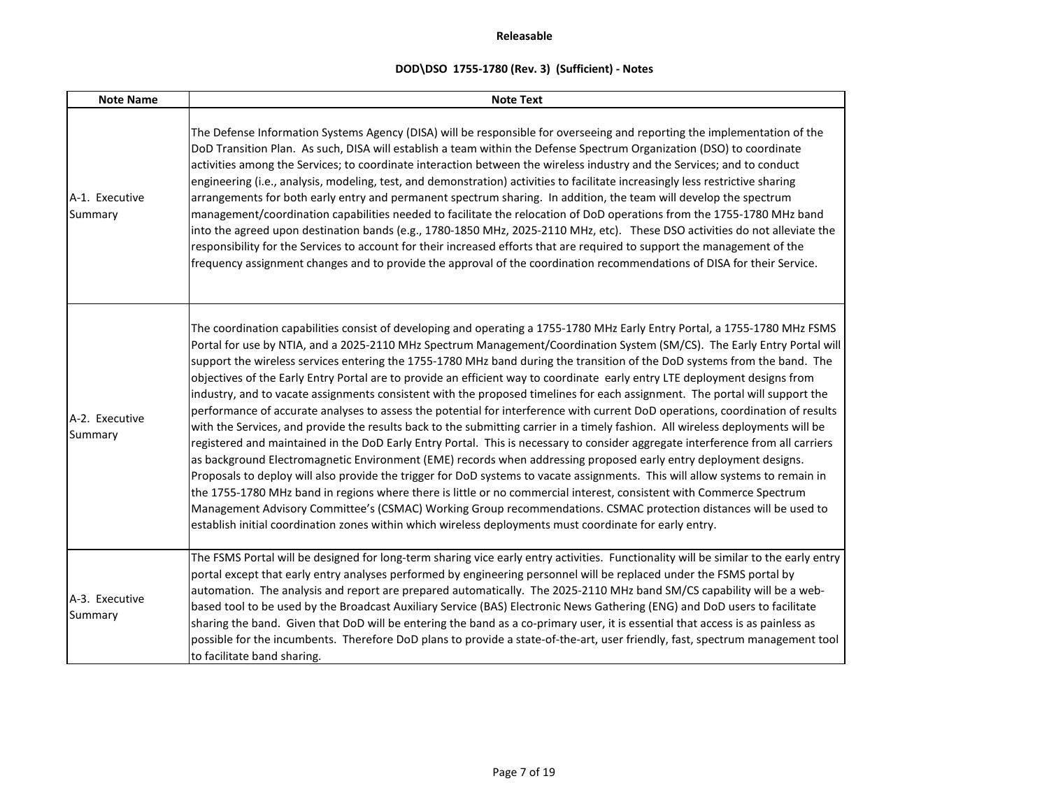**Releasable**

**DOD\DSO 1755-1780 (Rev. 3) (Sufficient) - Notes**

| Note Name | Note Text |
|---|---|
| A-1. Executive Summary | The Defense Information Systems Agency (DISA) will be responsible for overseeing and reporting the implementation of the DoD Transition Plan. As such, DISA will establish a team within the Defense Spectrum Organization (DSO) to coordinate activities among the Services; to coordinate interaction between the wireless industry and the Services; and to conduct engineering (i.e., analysis, modeling, test, and demonstration) activities to facilitate increasingly less restrictive sharing arrangements for both early entry and permanent spectrum sharing. In addition, the team will develop the spectrum management/coordination capabilities needed to facilitate the relocation of DoD operations from the 1755-1780 MHz band into the agreed upon destination bands (e.g., 1780-1850 MHz, 2025-2110 MHz, etc). These DSO activities do not alleviate the responsibility for the Services to account for their increased efforts that are required to support the management of the frequency assignment changes and to provide the approval of the coordination recommendations of DISA for their Service. |
| A-2. Executive Summary | The coordination capabilities consist of developing and operating a 1755-1780 MHz Early Entry Portal, a 1755-1780 MHz FSMS Portal for use by NTIA, and a 2025-2110 MHz Spectrum Management/Coordination System (SM/CS). The Early Entry Portal will support the wireless services entering the 1755-1780 MHz band during the transition of the DoD systems from the band. The objectives of the Early Entry Portal are to provide an efficient way to coordinate early entry LTE deployment designs from industry, and to vacate assignments consistent with the proposed timelines for each assignment. The portal will support the performance of accurate analyses to assess the potential for interference with current DoD operations, coordination of results with the Services, and provide the results back to the submitting carrier in a timely fashion. All wireless deployments will be registered and maintained in the DoD Early Entry Portal. This is necessary to consider aggregate interference from all carriers as background Electromagnetic Environment (EME) records when addressing proposed early entry deployment designs. Proposals to deploy will also provide the trigger for DoD systems to vacate assignments. This will allow systems to remain in the 1755-1780 MHz band in regions where there is little or no commercial interest, consistent with Commerce Spectrum Management Advisory Committee's (CSMAC) Working Group recommendations. CSMAC protection distances will be used to establish initial coordination zones within which wireless deployments must coordinate for early entry. |
| A-3. Executive Summary | The FSMS Portal will be designed for long-term sharing vice early entry activities. Functionality will be similar to the early entry portal except that early entry analyses performed by engineering personnel will be replaced under the FSMS portal by automation. The analysis and report are prepared automatically. The 2025-2110 MHz band SM/CS capability will be a web-based tool to be used by the Broadcast Auxiliary Service (BAS) Electronic News Gathering (ENG) and DoD users to facilitate sharing the band. Given that DoD will be entering the band as a co-primary user, it is essential that access is as painless as possible for the incumbents. Therefore DoD plans to provide a state-of-the-art, user friendly, fast, spectrum management tool to facilitate band sharing. |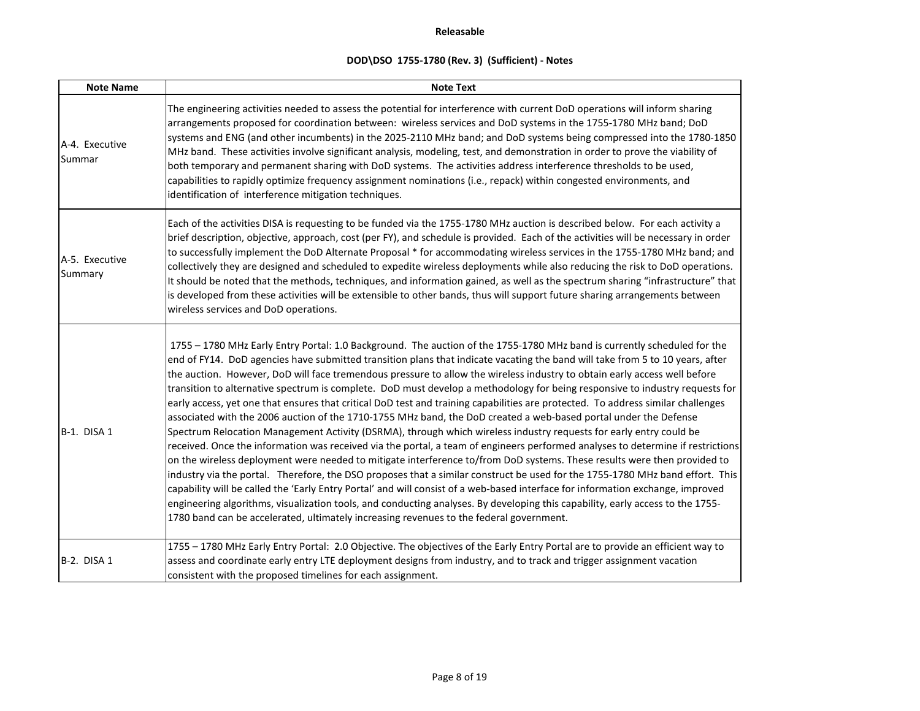Releasable

DOD\DSO 1755-1780 (Rev. 3) (Sufficient) - Notes

| Note Name | Note Text |
| --- | --- |
| A-4. Executive Summar | The engineering activities needed to assess the potential for interference with current DoD operations will inform sharing arrangements proposed for coordination between: wireless services and DoD systems in the 1755-1780 MHz band; DoD systems and ENG (and other incumbents) in the 2025-2110 MHz band; and DoD systems being compressed into the 1780-1850 MHz band. These activities involve significant analysis, modeling, test, and demonstration in order to prove the viability of both temporary and permanent sharing with DoD systems. The activities address interference thresholds to be used, capabilities to rapidly optimize frequency assignment nominations (i.e., repack) within congested environments, and identification of interference mitigation techniques. |
| A-5. Executive Summary | Each of the activities DISA is requesting to be funded via the 1755-1780 MHz auction is described below. For each activity a brief description, objective, approach, cost (per FY), and schedule is provided. Each of the activities will be necessary in order to successfully implement the DoD Alternate Proposal * for accommodating wireless services in the 1755-1780 MHz band; and collectively they are designed and scheduled to expedite wireless deployments while also reducing the risk to DoD operations. It should be noted that the methods, techniques, and information gained, as well as the spectrum sharing "infrastructure" that is developed from these activities will be extensible to other bands, thus will support future sharing arrangements between wireless services and DoD operations. |
| B-1. DISA 1 | 1755 – 1780 MHz Early Entry Portal: 1.0 Background. The auction of the 1755-1780 MHz band is currently scheduled for the end of FY14. DoD agencies have submitted transition plans that indicate vacating the band will take from 5 to 10 years, after the auction. However, DoD will face tremendous pressure to allow the wireless industry to obtain early access well before transition to alternative spectrum is complete. DoD must develop a methodology for being responsive to industry requests for early access, yet one that ensures that critical DoD test and training capabilities are protected. To address similar challenges associated with the 2006 auction of the 1710-1755 MHz band, the DoD created a web-based portal under the Defense Spectrum Relocation Management Activity (DSRMA), through which wireless industry requests for early entry could be received. Once the information was received via the portal, a team of engineers performed analyses to determine if restrictions on the wireless deployment were needed to mitigate interference to/from DoD systems. These results were then provided to industry via the portal. Therefore, the DSO proposes that a similar construct be used for the 1755-1780 MHz band effort. This capability will be called the 'Early Entry Portal' and will consist of a web-based interface for information exchange, improved engineering algorithms, visualization tools, and conducting analyses. By developing this capability, early access to the 1755-1780 band can be accelerated, ultimately increasing revenues to the federal government. |
| B-2. DISA 1 | 1755 – 1780 MHz Early Entry Portal: 2.0 Objective. The objectives of the Early Entry Portal are to provide an efficient way to assess and coordinate early entry LTE deployment designs from industry, and to track and trigger assignment vacation consistent with the proposed timelines for each assignment. |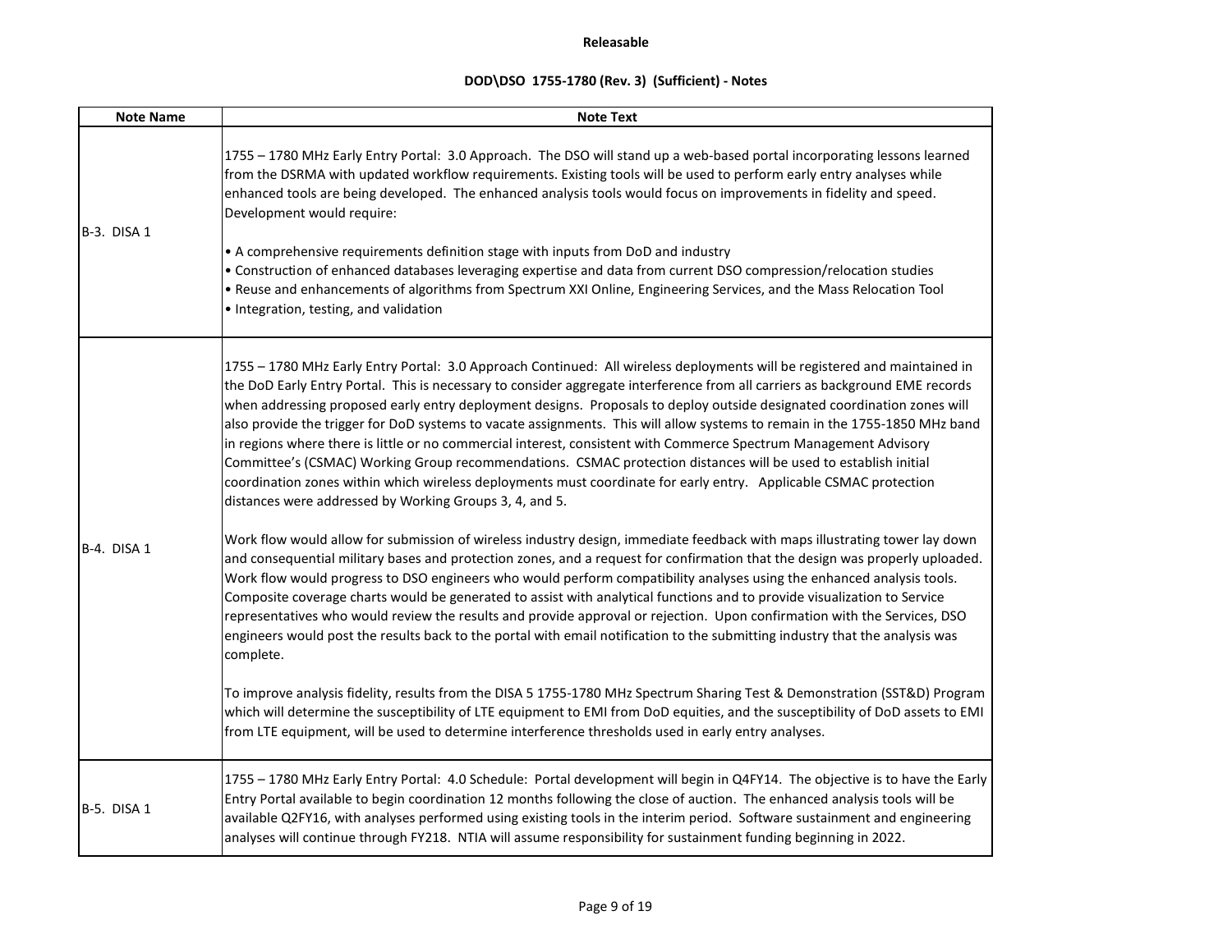**Releasable**

**DOD\DSO 1755-1780 (Rev. 3) (Sufficient) - Notes**

| Note Name | Note Text |
|---|---|
| B-3. DISA 1 | 1755 – 1780 MHz Early Entry Portal: 3.0 Approach. The DSO will stand up a web-based portal incorporating lessons learned from the DSRMA with updated workflow requirements. Existing tools will be used to perform early entry analyses while enhanced tools are being developed. The enhanced analysis tools would focus on improvements in fidelity and speed. Development would require:<br><br>• A comprehensive requirements definition stage with inputs from DoD and industry<br>• Construction of enhanced databases leveraging expertise and data from current DSO compression/relocation studies<br>• Reuse and enhancements of algorithms from Spectrum XXI Online, Engineering Services, and the Mass Relocation Tool<br>• Integration, testing, and validation |
| B-4. DISA 1 | 1755 – 1780 MHz Early Entry Portal: 3.0 Approach Continued: All wireless deployments will be registered and maintained in the DoD Early Entry Portal. This is necessary to consider aggregate interference from all carriers as background EME records when addressing proposed early entry deployment designs. Proposals to deploy outside designated coordination zones will also provide the trigger for DoD systems to vacate assignments. This will allow systems to remain in the 1755-1850 MHz band in regions where there is little or no commercial interest, consistent with Commerce Spectrum Management Advisory Committee's (CSMAC) Working Group recommendations. CSMAC protection distances will be used to establish initial coordination zones within which wireless deployments must coordinate for early entry. Applicable CSMAC protection distances were addressed by Working Groups 3, 4, and 5.<br><br>Work flow would allow for submission of wireless industry design, immediate feedback with maps illustrating tower lay down and consequential military bases and protection zones, and a request for confirmation that the design was properly uploaded. Work flow would progress to DSO engineers who would perform compatibility analyses using the enhanced analysis tools. Composite coverage charts would be generated to assist with analytical functions and to provide visualization to Service representatives who would review the results and provide approval or rejection. Upon confirmation with the Services, DSO engineers would post the results back to the portal with email notification to the submitting industry that the analysis was complete.<br><br>To improve analysis fidelity, results from the DISA 5 1755-1780 MHz Spectrum Sharing Test & Demonstration (SST&D) Program which will determine the susceptibility of LTE equipment to EMI from DoD equities, and the susceptibility of DoD assets to EMI from LTE equipment, will be used to determine interference thresholds used in early entry analyses. |
| B-5. DISA 1 | 1755 – 1780 MHz Early Entry Portal: 4.0 Schedule: Portal development will begin in Q4FY14. The objective is to have the Early Entry Portal available to begin coordination 12 months following the close of auction. The enhanced analysis tools will be available Q2FY16, with analyses performed using existing tools in the interim period. Software sustainment and engineering analyses will continue through FY218. NTIA will assume responsibility for sustainment funding beginning in 2022. |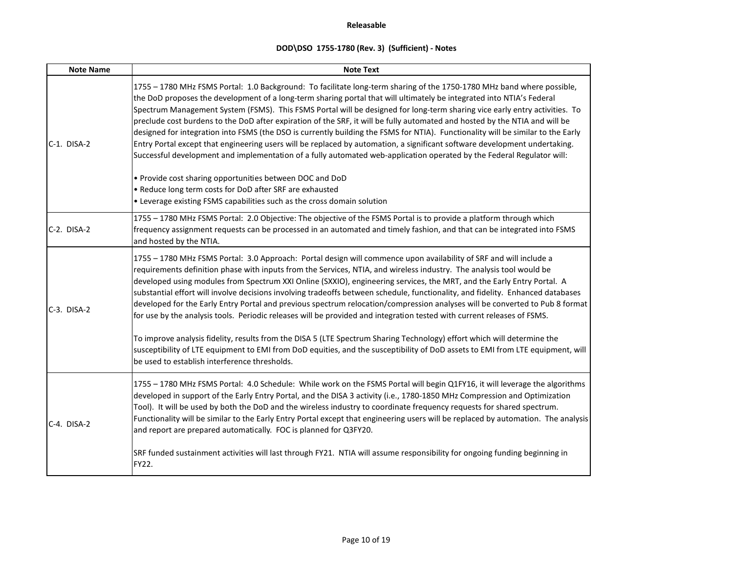**Releasable**

**DOD\DSO 1755-1780 (Rev. 3) (Sufficient) - Notes**

| Note Name | Note Text |
|---|---|
| C-1. DISA-2 | 1755 – 1780 MHz FSMS Portal: 1.0 Background: To facilitate long-term sharing of the 1750-1780 MHz band where possible, the DoD proposes the development of a long-term sharing portal that will ultimately be integrated into NTIA's Federal Spectrum Management System (FSMS). This FSMS Portal will be designed for long-term sharing vice early entry activities. To preclude cost burdens to the DoD after expiration of the SRF, it will be fully automated and hosted by the NTIA and will be designed for integration into FSMS (the DSO is currently building the FSMS for NTIA). Functionality will be similar to the Early Entry Portal except that engineering users will be replaced by automation, a significant software development undertaking. Successful development and implementation of a fully automated web-application operated by the Federal Regulator will:<br><br>• Provide cost sharing opportunities between DOC and DoD<br>• Reduce long term costs for DoD after SRF are exhausted<br>• Leverage existing FSMS capabilities such as the cross domain solution |
| C-2. DISA-2 | 1755 – 1780 MHz FSMS Portal: 2.0 Objective: The objective of the FSMS Portal is to provide a platform through which frequency assignment requests can be processed in an automated and timely fashion, and that can be integrated into FSMS and hosted by the NTIA. |
| C-3. DISA-2 | 1755 – 1780 MHz FSMS Portal: 3.0 Approach: Portal design will commence upon availability of SRF and will include a requirements definition phase with inputs from the Services, NTIA, and wireless industry. The analysis tool would be developed using modules from Spectrum XXI Online (SXXIO), engineering services, the MRT, and the Early Entry Portal. A substantial effort will involve decisions involving tradeoffs between schedule, functionality, and fidelity. Enhanced databases developed for the Early Entry Portal and previous spectrum relocation/compression analyses will be converted to Pub 8 format for use by the analysis tools. Periodic releases will be provided and integration tested with current releases of FSMS.<br><br>To improve analysis fidelity, results from the DISA 5 (LTE Spectrum Sharing Technology) effort which will determine the susceptibility of LTE equipment to EMI from DoD equities, and the susceptibility of DoD assets to EMI from LTE equipment, will be used to establish interference thresholds. |
| C-4. DISA-2 | 1755 – 1780 MHz FSMS Portal: 4.0 Schedule: While work on the FSMS Portal will begin Q1FY16, it will leverage the algorithms developed in support of the Early Entry Portal, and the DISA 3 activity (i.e., 1780-1850 MHz Compression and Optimization Tool). It will be used by both the DoD and the wireless industry to coordinate frequency requests for shared spectrum. Functionality will be similar to the Early Entry Portal except that engineering users will be replaced by automation. The analysis and report are prepared automatically. FOC is planned for Q3FY20.<br><br>SRF funded sustainment activities will last through FY21. NTIA will assume responsibility for ongoing funding beginning in FY22. |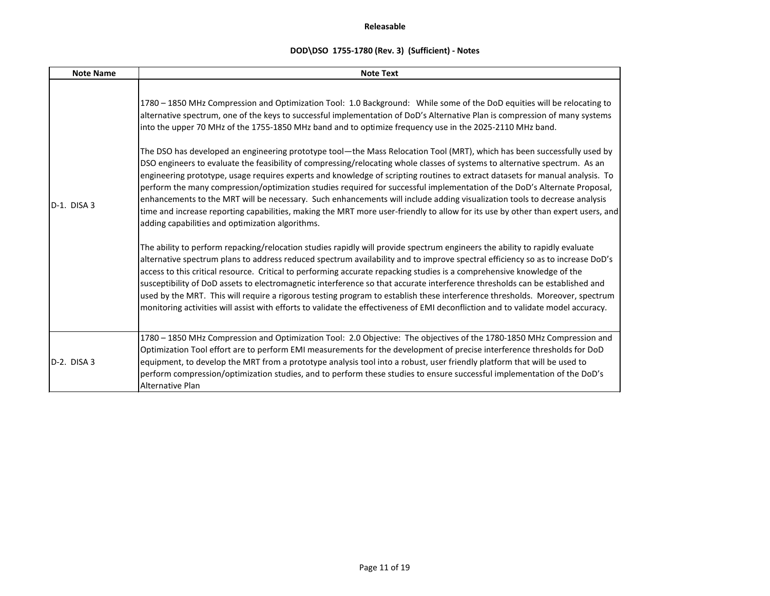**Releasable**

**DOD\DSO 1755-1780 (Rev. 3) (Sufficient) - Notes**

| Note Name | Note Text |
|---|---|
| D-1. DISA 3 | 1780 – 1850 MHz Compression and Optimization Tool: 1.0 Background: While some of the DoD equities will be relocating to alternative spectrum, one of the keys to successful implementation of DoD's Alternative Plan is compression of many systems into the upper 70 MHz of the 1755-1850 MHz band and to optimize frequency use in the 2025-2110 MHz band.<br><br>The DSO has developed an engineering prototype tool—the Mass Relocation Tool (MRT), which has been successfully used by DSO engineers to evaluate the feasibility of compressing/relocating whole classes of systems to alternative spectrum. As an engineering prototype, usage requires experts and knowledge of scripting routines to extract datasets for manual analysis. To perform the many compression/optimization studies required for successful implementation of the DoD's Alternate Proposal, enhancements to the MRT will be necessary. Such enhancements will include adding visualization tools to decrease analysis time and increase reporting capabilities, making the MRT more user-friendly to allow for its use by other than expert users, and adding capabilities and optimization algorithms.<br><br>The ability to perform repacking/relocation studies rapidly will provide spectrum engineers the ability to rapidly evaluate alternative spectrum plans to address reduced spectrum availability and to improve spectral efficiency so as to increase DoD's access to this critical resource. Critical to performing accurate repacking studies is a comprehensive knowledge of the susceptibility of DoD assets to electromagnetic interference so that accurate interference thresholds can be established and used by the MRT. This will require a rigorous testing program to establish these interference thresholds. Moreover, spectrum monitoring activities will assist with efforts to validate the effectiveness of EMI deconfliction and to validate model accuracy. |
| D-2. DISA 3 | 1780 – 1850 MHz Compression and Optimization Tool: 2.0 Objective: The objectives of the 1780-1850 MHz Compression and Optimization Tool effort are to perform EMI measurements for the development of precise interference thresholds for DoD equipment, to develop the MRT from a prototype analysis tool into a robust, user friendly platform that will be used to perform compression/optimization studies, and to perform these studies to ensure successful implementation of the DoD's Alternative Plan |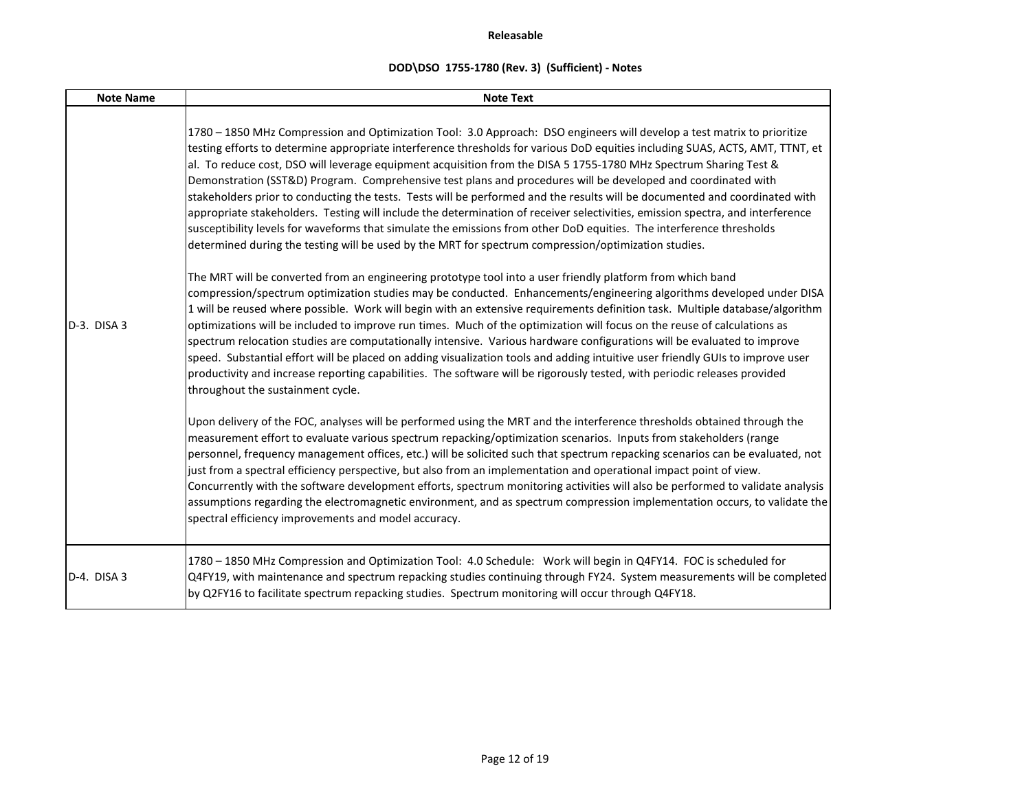**Releasable**

**DOD\DSO 1755-1780 (Rev. 3) (Sufficient) - Notes**

| Note Name | Note Text |
| --- | --- |
| D-3. DISA 3 | 1780 – 1850 MHz Compression and Optimization Tool: 3.0 Approach: DSO engineers will develop a test matrix to prioritize testing efforts to determine appropriate interference thresholds for various DoD equities including SUAS, ACTS, AMT, TTNT, et al. To reduce cost, DSO will leverage equipment acquisition from the DISA 5 1755-1780 MHz Spectrum Sharing Test & Demonstration (SST&D) Program. Comprehensive test plans and procedures will be developed and coordinated with stakeholders prior to conducting the tests. Tests will be performed and the results will be documented and coordinated with appropriate stakeholders. Testing will include the determination of receiver selectivities, emission spectra, and interference susceptibility levels for waveforms that simulate the emissions from other DoD equities. The interference thresholds determined during the testing will be used by the MRT for spectrum compression/optimization studies.<br><br>The MRT will be converted from an engineering prototype tool into a user friendly platform from which band compression/spectrum optimization studies may be conducted. Enhancements/engineering algorithms developed under DISA 1 will be reused where possible. Work will begin with an extensive requirements definition task. Multiple database/algorithm optimizations will be included to improve run times. Much of the optimization will focus on the reuse of calculations as spectrum relocation studies are computationally intensive. Various hardware configurations will be evaluated to improve speed. Substantial effort will be placed on adding visualization tools and adding intuitive user friendly GUIs to improve user productivity and increase reporting capabilities. The software will be rigorously tested, with periodic releases provided throughout the sustainment cycle.<br><br>Upon delivery of the FOC, analyses will be performed using the MRT and the interference thresholds obtained through the measurement effort to evaluate various spectrum repacking/optimization scenarios. Inputs from stakeholders (range personnel, frequency management offices, etc.) will be solicited such that spectrum repacking scenarios can be evaluated, not just from a spectral efficiency perspective, but also from an implementation and operational impact point of view. Concurrently with the software development efforts, spectrum monitoring activities will also be performed to validate analysis assumptions regarding the electromagnetic environment, and as spectrum compression implementation occurs, to validate the spectral efficiency improvements and model accuracy. |
| D-4. DISA 3 | 1780 – 1850 MHz Compression and Optimization Tool: 4.0 Schedule: Work will begin in Q4FY14. FOC is scheduled for Q4FY19, with maintenance and spectrum repacking studies continuing through FY24. System measurements will be completed by Q2FY16 to facilitate spectrum repacking studies. Spectrum monitoring will occur through Q4FY18. |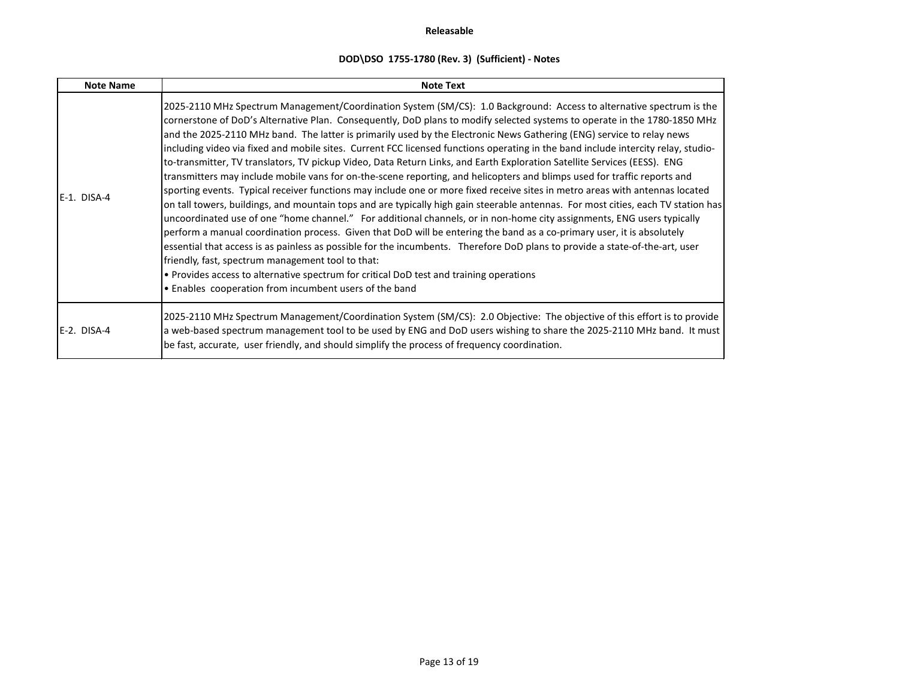Releasable

**DOD\DSO 1755-1780 (Rev. 3) (Sufficient) - Notes**

| Note Name | Note Text |
|---|---|
| E-1. DISA-4 | 2025-2110 MHz Spectrum Management/Coordination System (SM/CS): 1.0 Background: Access to alternative spectrum is the cornerstone of DoD's Alternative Plan. Consequently, DoD plans to modify selected systems to operate in the 1780-1850 MHz and the 2025-2110 MHz band. The latter is primarily used by the Electronic News Gathering (ENG) service to relay news including video via fixed and mobile sites. Current FCC licensed functions operating in the band include intercity relay, studio-to-transmitter, TV translators, TV pickup Video, Data Return Links, and Earth Exploration Satellite Services (EESS). ENG transmitters may include mobile vans for on-the-scene reporting, and helicopters and blimps used for traffic reports and sporting events. Typical receiver functions may include one or more fixed receive sites in metro areas with antennas located on tall towers, buildings, and mountain tops and are typically high gain steerable antennas. For most cities, each TV station has uncoordinated use of one "home channel." For additional channels, or in non-home city assignments, ENG users typically perform a manual coordination process. Given that DoD will be entering the band as a co-primary user, it is absolutely essential that access is as painless as possible for the incumbents. Therefore DoD plans to provide a state-of-the-art, user friendly, fast, spectrum management tool to that:<br>• Provides access to alternative spectrum for critical DoD test and training operations<br>• Enables cooperation from incumbent users of the band |
| E-2. DISA-4 | 2025-2110 MHz Spectrum Management/Coordination System (SM/CS): 2.0 Objective: The objective of this effort is to provide a web-based spectrum management tool to be used by ENG and DoD users wishing to share the 2025-2110 MHz band. It must be fast, accurate, user friendly, and should simplify the process of frequency coordination. |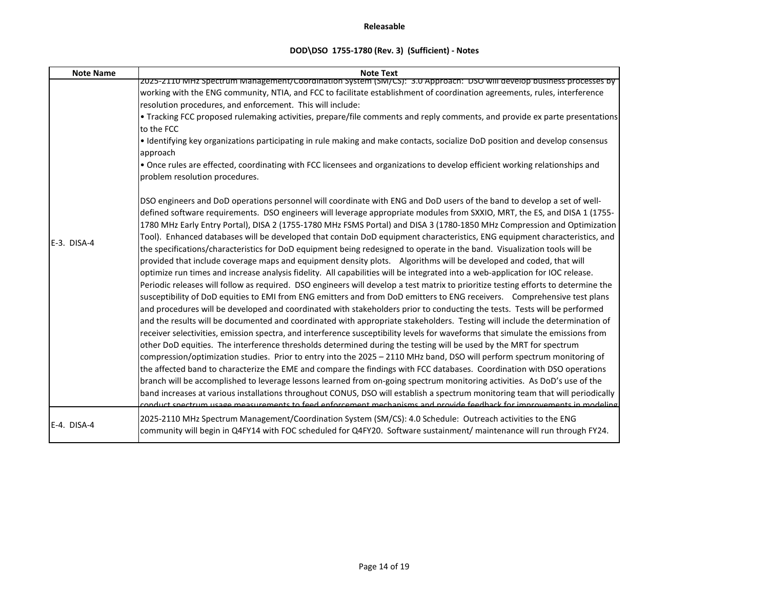**Releasable**

**DOD\DSO 1755-1780 (Rev. 3) (Sufficient) - Notes**

| Note Name | Note Text |
|---|---|
| E-3. DISA-4 | 2025-2110 MHz Spectrum Management/Coordination System (SM/CS): 3.0 Approach: DSO will develop business processes by working with the ENG community, NTIA, and FCC to facilitate establishment of coordination agreements, rules, interference resolution procedures, and enforcement. This will include:<br>• Tracking FCC proposed rulemaking activities, prepare/file comments and reply comments, and provide ex parte presentations to the FCC<br>• Identifying key organizations participating in rule making and make contacts, socialize DoD position and develop consensus approach<br>• Once rules are effected, coordinating with FCC licensees and organizations to develop efficient working relationships and problem resolution procedures.<br><br>DSO engineers and DoD operations personnel will coordinate with ENG and DoD users of the band to develop a set of well-defined software requirements. DSO engineers will leverage appropriate modules from SXXIO, MRT, the ES, and DISA 1 (1755-1780 MHz Early Entry Portal), DISA 2 (1755-1780 MHz FSMS Portal) and DISA 3 (1780-1850 MHz Compression and Optimization Tool). Enhanced databases will be developed that contain DoD equipment characteristics, ENG equipment characteristics, and the specifications/characteristics for DoD equipment being redesigned to operate in the band. Visualization tools will be provided that include coverage maps and equipment density plots. Algorithms will be developed and coded, that will optimize run times and increase analysis fidelity. All capabilities will be integrated into a web-application for IOC release. Periodic releases will follow as required. DSO engineers will develop a test matrix to prioritize testing efforts to determine the susceptibility of DoD equities to EMI from ENG emitters and from DoD emitters to ENG receivers. Comprehensive test plans and procedures will be developed and coordinated with stakeholders prior to conducting the tests. Tests will be performed and the results will be documented and coordinated with appropriate stakeholders. Testing will include the determination of receiver selectivities, emission spectra, and interference susceptibility levels for waveforms that simulate the emissions from other DoD equities. The interference thresholds determined during the testing will be used by the MRT for spectrum compression/optimization studies. Prior to entry into the 2025 – 2110 MHz band, DSO will perform spectrum monitoring of the affected band to characterize the EME and compare the findings with FCC databases. Coordination with DSO operations branch will be accomplished to leverage lessons learned from on-going spectrum monitoring activities. As DoD's use of the band increases at various installations throughout CONUS, DSO will establish a spectrum monitoring team that will periodically conduct spectrum usage measurements to feed enforcement mechanisms and provide feedback for improvements in modeling |
| E-4. DISA-4 | 2025-2110 MHz Spectrum Management/Coordination System (SM/CS): 4.0 Schedule: Outreach activities to the ENG community will begin in Q4FY14 with FOC scheduled for Q4FY20. Software sustainment/ maintenance will run through FY24. |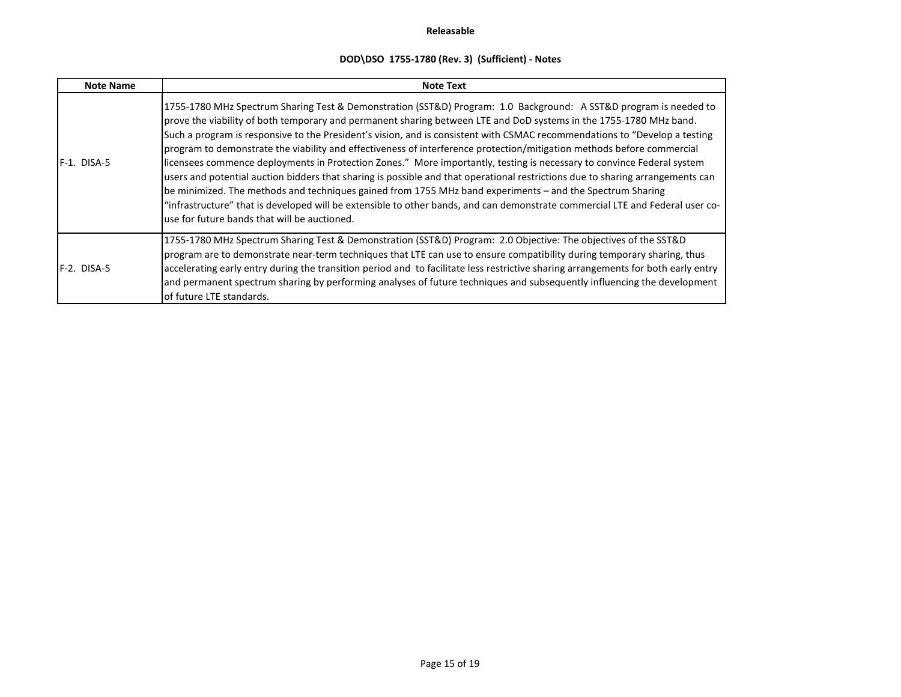**Releasable**

**DOD\DSO 1755-1780 (Rev. 3) (Sufficient) - Notes**

| Note Name | Note Text |
| --- | --- |
| F-1. DISA-5 | 1755-1780 MHz Spectrum Sharing Test & Demonstration (SST&D) Program: 1.0 Background: A SST&D program is needed to prove the viability of both temporary and permanent sharing between LTE and DoD systems in the 1755-1780 MHz band. Such a program is responsive to the President's vision, and is consistent with CSMAC recommendations to "Develop a testing program to demonstrate the viability and effectiveness of interference protection/mitigation methods before commercial licensees commence deployments in Protection Zones." More importantly, testing is necessary to convince Federal system users and potential auction bidders that sharing is possible and that operational restrictions due to sharing arrangements can be minimized. The methods and techniques gained from 1755 MHz band experiments – and the Spectrum Sharing "infrastructure" that is developed will be extensible to other bands, and can demonstrate commercial LTE and Federal user co-use for future bands that will be auctioned. |
| F-2. DISA-5 | 1755-1780 MHz Spectrum Sharing Test & Demonstration (SST&D) Program: 2.0 Objective: The objectives of the SST&D program are to demonstrate near-term techniques that LTE can use to ensure compatibility during temporary sharing, thus accelerating early entry during the transition period and to facilitate less restrictive sharing arrangements for both early entry and permanent spectrum sharing by performing analyses of future techniques and subsequently influencing the development of future LTE standards. |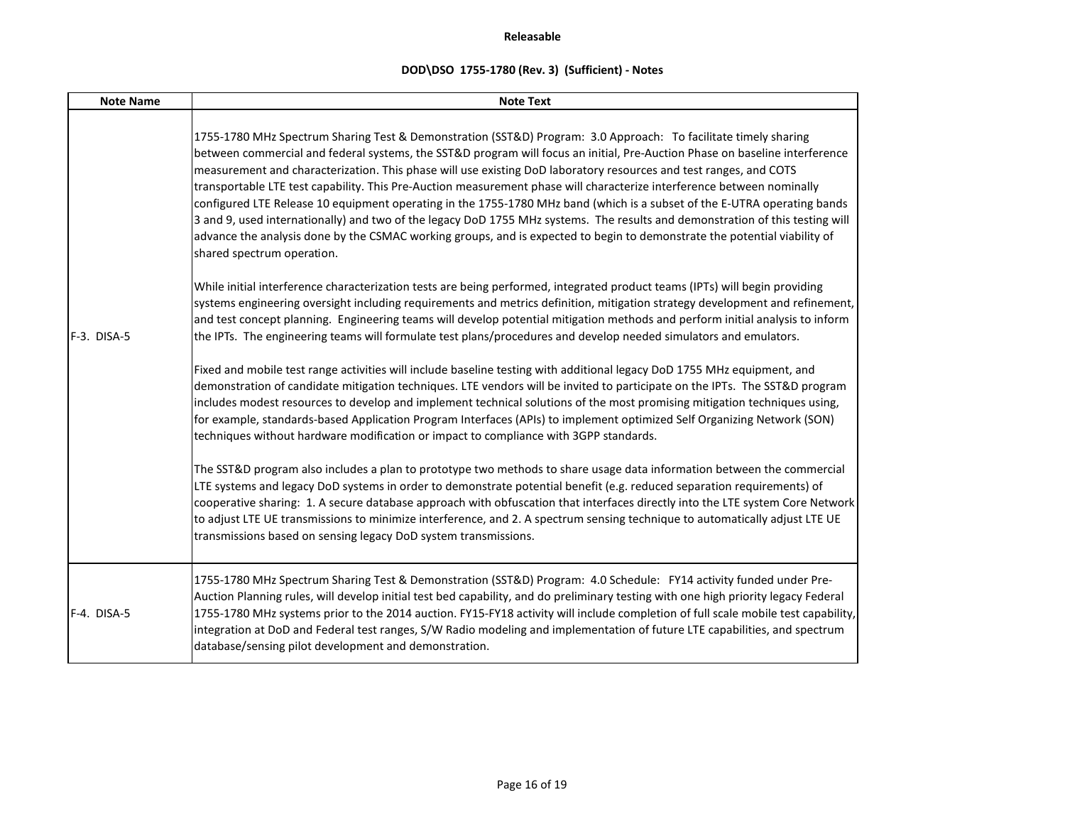**Releasable**

**DOD\DSO 1755-1780 (Rev. 3) (Sufficient) - Notes**

| Note Name | Note Text |
|---|---|
| F-3. DISA-5 | 1755-1780 MHz Spectrum Sharing Test & Demonstration (SST&D) Program: 3.0 Approach: To facilitate timely sharing between commercial and federal systems, the SST&D program will focus an initial, Pre-Auction Phase on baseline interference measurement and characterization. This phase will use existing DoD laboratory resources and test ranges, and COTS transportable LTE test capability. This Pre-Auction measurement phase will characterize interference between nominally configured LTE Release 10 equipment operating in the 1755-1780 MHz band (which is a subset of the E-UTRA operating bands 3 and 9, used internationally) and two of the legacy DoD 1755 MHz systems. The results and demonstration of this testing will advance the analysis done by the CSMAC working groups, and is expected to begin to demonstrate the potential viability of shared spectrum operation.<br><br>While initial interference characterization tests are being performed, integrated product teams (IPTs) will begin providing systems engineering oversight including requirements and metrics definition, mitigation strategy development and refinement, and test concept planning. Engineering teams will develop potential mitigation methods and perform initial analysis to inform the IPTs. The engineering teams will formulate test plans/procedures and develop needed simulators and emulators.<br><br>Fixed and mobile test range activities will include baseline testing with additional legacy DoD 1755 MHz equipment, and demonstration of candidate mitigation techniques. LTE vendors will be invited to participate on the IPTs. The SST&D program includes modest resources to develop and implement technical solutions of the most promising mitigation techniques using, for example, standards-based Application Program Interfaces (APIs) to implement optimized Self Organizing Network (SON) techniques without hardware modification or impact to compliance with 3GPP standards.<br><br>The SST&D program also includes a plan to prototype two methods to share usage data information between the commercial LTE systems and legacy DoD systems in order to demonstrate potential benefit (e.g. reduced separation requirements) of cooperative sharing: 1. A secure database approach with obfuscation that interfaces directly into the LTE system Core Network to adjust LTE UE transmissions to minimize interference, and 2. A spectrum sensing technique to automatically adjust LTE UE transmissions based on sensing legacy DoD system transmissions. |
| F-4. DISA-5 | 1755-1780 MHz Spectrum Sharing Test & Demonstration (SST&D) Program: 4.0 Schedule: FY14 activity funded under Pre-Auction Planning rules, will develop initial test bed capability, and do preliminary testing with one high priority legacy Federal 1755-1780 MHz systems prior to the 2014 auction. FY15-FY18 activity will include completion of full scale mobile test capability, integration at DoD and Federal test ranges, S/W Radio modeling and implementation of future LTE capabilities, and spectrum database/sensing pilot development and demonstration. |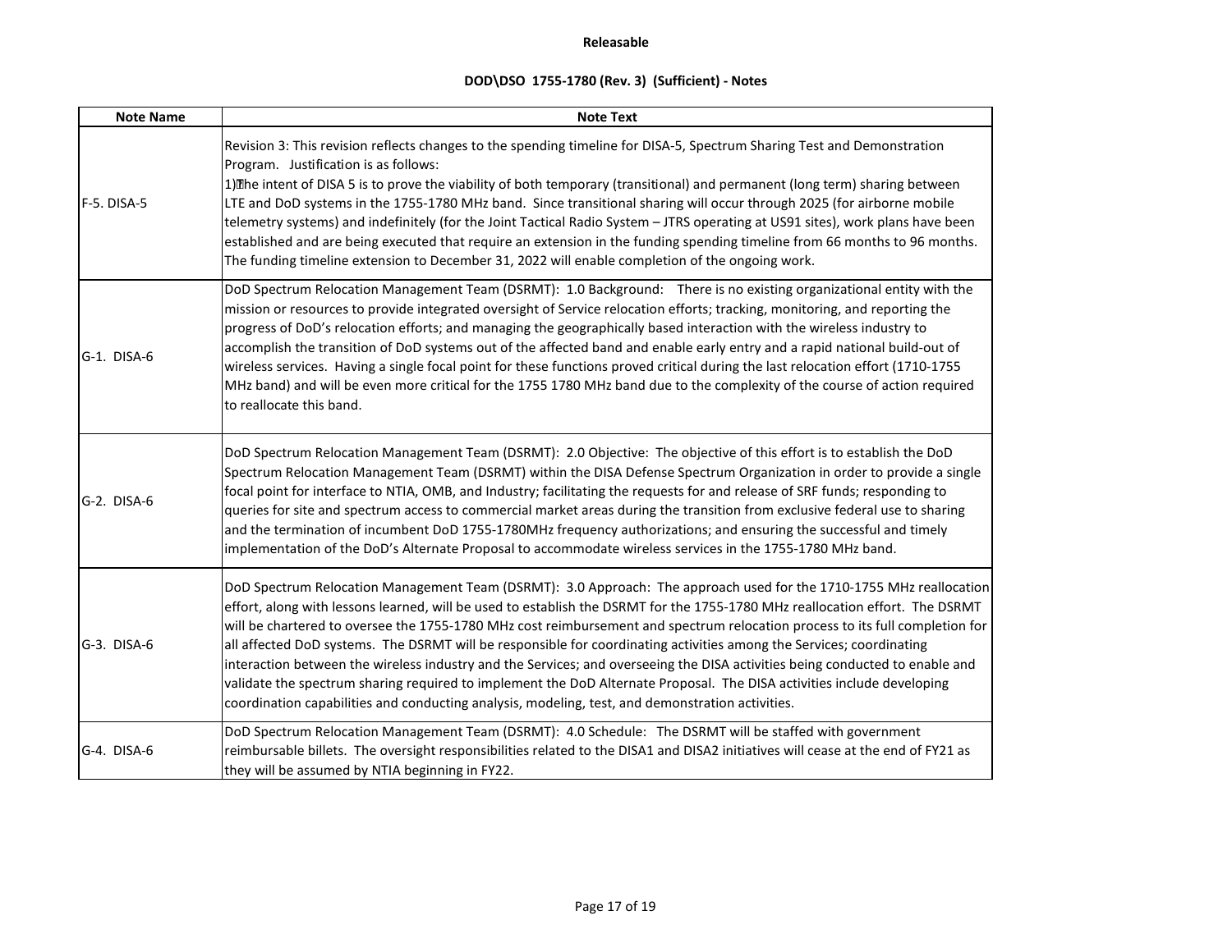**Releasable**

**DOD\DSO 1755-1780 (Rev. 3) (Sufficient) - Notes**

| Note Name | Note Text |
|---|---|
| F-5. DISA-5 | Revision 3: This revision reflects changes to the spending timeline for DISA-5, Spectrum Sharing Test and Demonstration Program. Justification is as follows:<br>1) The intent of DISA 5 is to prove the viability of both temporary (transitional) and permanent (long term) sharing between LTE and DoD systems in the 1755-1780 MHz band. Since transitional sharing will occur through 2025 (for airborne mobile telemetry systems) and indefinitely (for the Joint Tactical Radio System – JTRS operating at US91 sites), work plans have been established and are being executed that require an extension in the funding spending timeline from 66 months to 96 months. The funding timeline extension to December 31, 2022 will enable completion of the ongoing work. |
| G-1. DISA-6 | DoD Spectrum Relocation Management Team (DSRMT): 1.0 Background: There is no existing organizational entity with the mission or resources to provide integrated oversight of Service relocation efforts; tracking, monitoring, and reporting the progress of DoD's relocation efforts; and managing the geographically based interaction with the wireless industry to accomplish the transition of DoD systems out of the affected band and enable early entry and a rapid national build-out of wireless services. Having a single focal point for these functions proved critical during the last relocation effort (1710-1755 MHz band) and will be even more critical for the 1755 1780 MHz band due to the complexity of the course of action required to reallocate this band. |
| G-2. DISA-6 | DoD Spectrum Relocation Management Team (DSRMT): 2.0 Objective: The objective of this effort is to establish the DoD Spectrum Relocation Management Team (DSRMT) within the DISA Defense Spectrum Organization in order to provide a single focal point for interface to NTIA, OMB, and Industry; facilitating the requests for and release of SRF funds; responding to queries for site and spectrum access to commercial market areas during the transition from exclusive federal use to sharing and the termination of incumbent DoD 1755-1780MHz frequency authorizations; and ensuring the successful and timely implementation of the DoD's Alternate Proposal to accommodate wireless services in the 1755-1780 MHz band. |
| G-3. DISA-6 | DoD Spectrum Relocation Management Team (DSRMT): 3.0 Approach: The approach used for the 1710-1755 MHz reallocation effort, along with lessons learned, will be used to establish the DSRMT for the 1755-1780 MHz reallocation effort. The DSRMT will be chartered to oversee the 1755-1780 MHz cost reimbursement and spectrum relocation process to its full completion for all affected DoD systems. The DSRMT will be responsible for coordinating activities among the Services; coordinating interaction between the wireless industry and the Services; and overseeing the DISA activities being conducted to enable and validate the spectrum sharing required to implement the DoD Alternate Proposal. The DISA activities include developing coordination capabilities and conducting analysis, modeling, test, and demonstration activities. |
| G-4. DISA-6 | DoD Spectrum Relocation Management Team (DSRMT): 4.0 Schedule: The DSRMT will be staffed with government reimbursable billets. The oversight responsibilities related to the DISA1 and DISA2 initiatives will cease at the end of FY21 as they will be assumed by NTIA beginning in FY22. |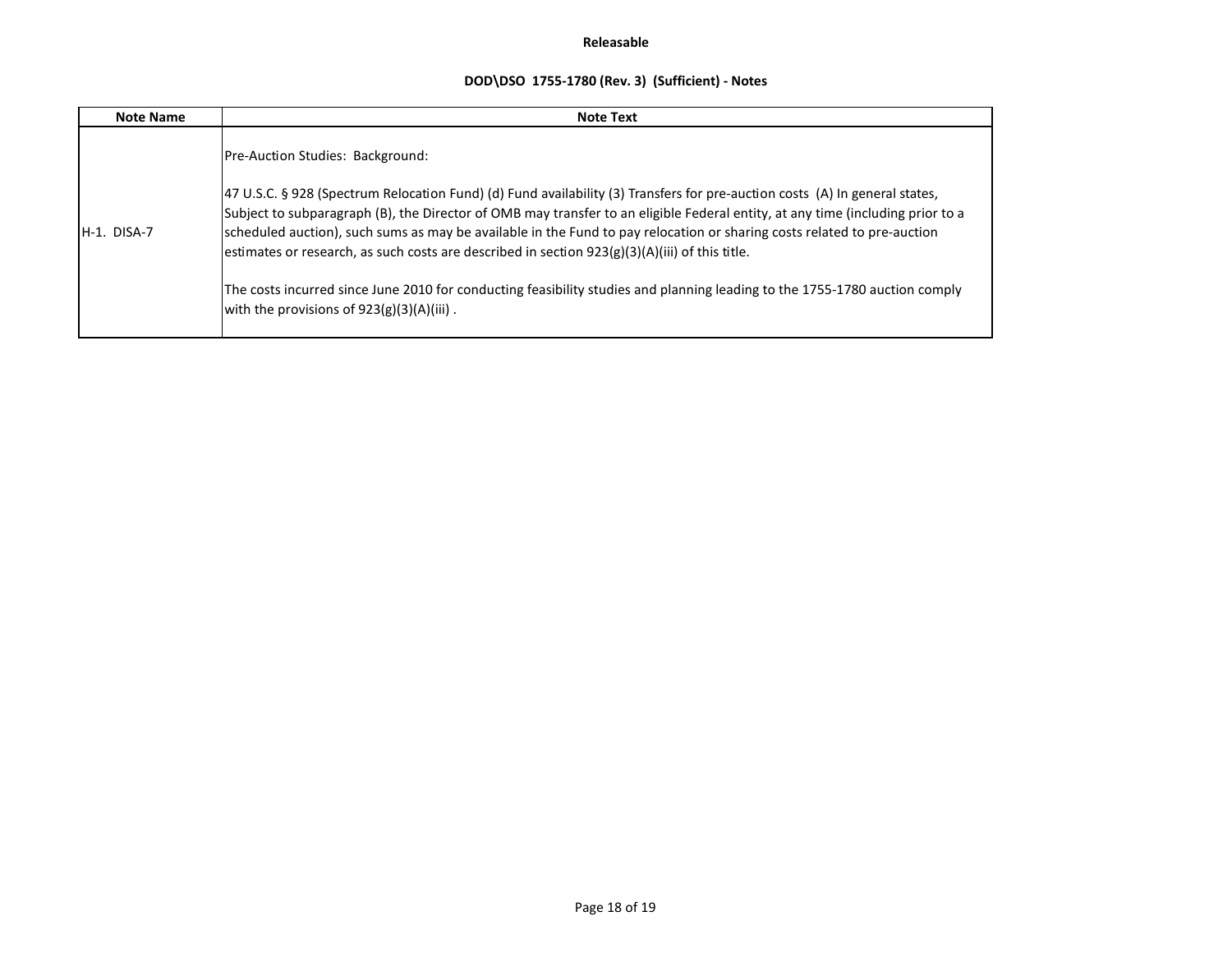Releasable

**DOD\DSO 1755-1780 (Rev. 3) (Sufficient) - Notes**

| Note Name | Note Text |
|---|---|
| H-1. DISA-7 | Pre-Auction Studies: Background:<br><br>47 U.S.C. § 928 (Spectrum Relocation Fund) (d) Fund availability (3) Transfers for pre-auction costs (A) In general states, Subject to subparagraph (B), the Director of OMB may transfer to an eligible Federal entity, at any time (including prior to a scheduled auction), such sums as may be available in the Fund to pay relocation or sharing costs related to pre-auction estimates or research, as such costs are described in section 923(g)(3)(A)(iii) of this title.<br><br>The costs incurred since June 2010 for conducting feasibility studies and planning leading to the 1755-1780 auction comply with the provisions of 923(g)(3)(A)(iii) . |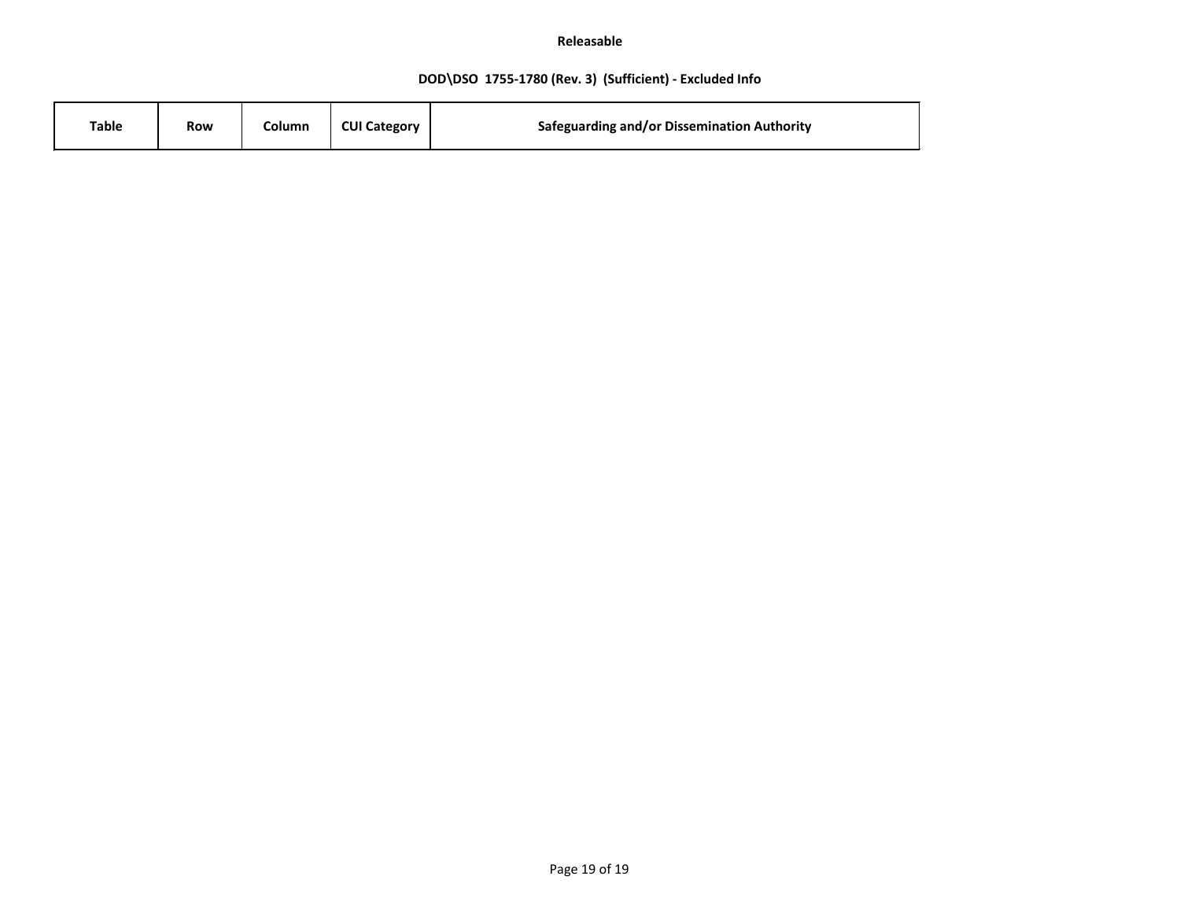Releasable

DOD\DSO 1755-1780 (Rev. 3) (Sufficient) - Excluded Info

| Table | Row | Column | CUI Category | Safeguarding and/or Dissemination Authority |
|---|---|---|---|---|